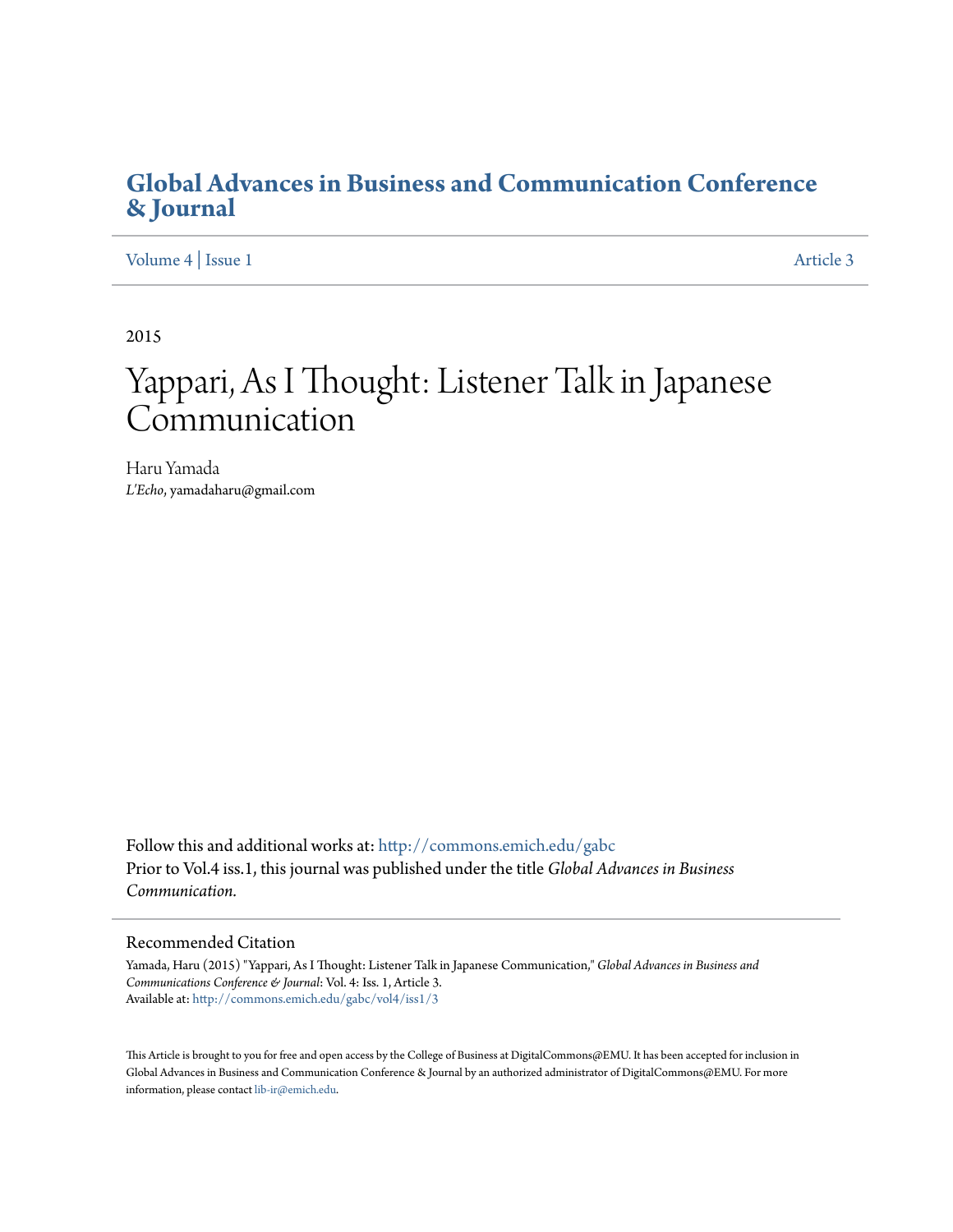# Global Advances in Business and Communication Conference & Journal

Volume 4 | Issue 1 Article 3

2015

# Yappari, As I Thought: Listener Talk in Japanese Communication

Haru Yamada
*L'Echo*, yamadaharu@gmail.com

Follow this and additional works at: http://commons.emich.edu/gabc
Prior to Vol.4 iss.1, this journal was published under the title *Global Advances in Business Communication.*

## Recommended Citation

Yamada, Haru (2015) "Yappari, As I Thought: Listener Talk in Japanese Communication," *Global Advances in Business and Communications Conference & Journal*: Vol. 4: Iss. 1, Article 3.
Available at: http://commons.emich.edu/gabc/vol4/iss1/3

This Article is brought to you for free and open access by the College of Business at DigitalCommons@EMU. It has been accepted for inclusion in Global Advances in Business and Communication Conference & Journal by an authorized administrator of DigitalCommons@EMU. For more information, please contact lib-ir@emich.edu.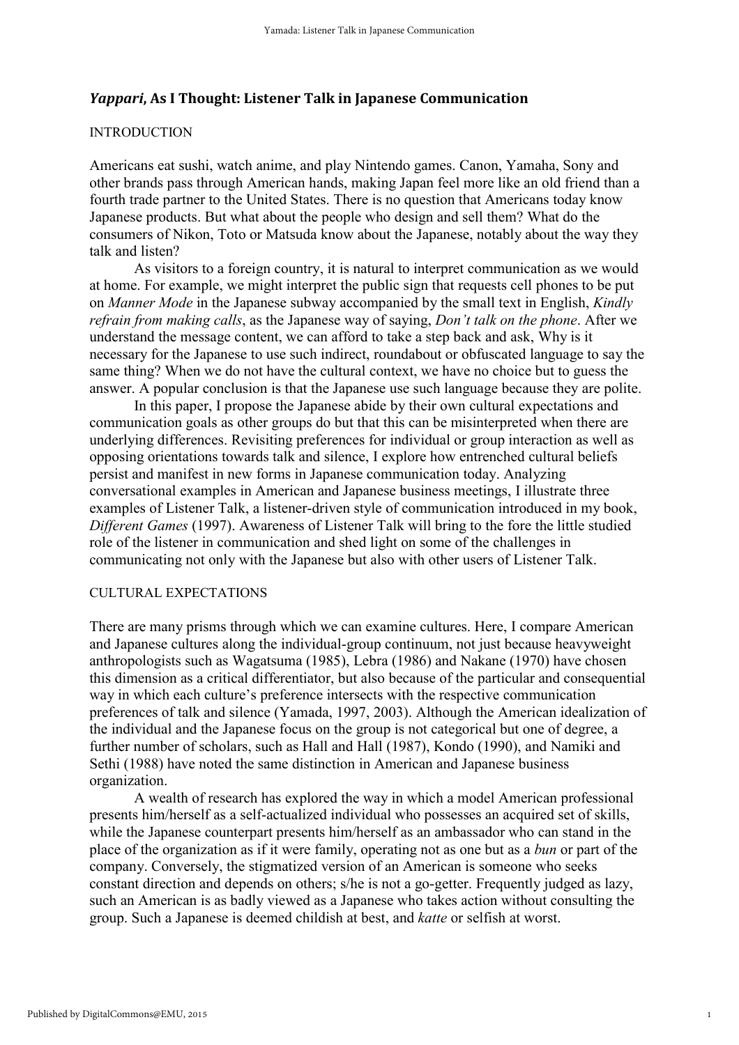## *Yappari*, As I Thought: Listener Talk in Japanese Communication

INTRODUCTION

Americans eat sushi, watch anime, and play Nintendo games. Canon, Yamaha, Sony and other brands pass through American hands, making Japan feel more like an old friend than a fourth trade partner to the United States. There is no question that Americans today know Japanese products. But what about the people who design and sell them? What do the consumers of Nikon, Toto or Matsuda know about the Japanese, notably about the way they talk and listen?

As visitors to a foreign country, it is natural to interpret communication as we would at home. For example, we might interpret the public sign that requests cell phones to be put on *Manner Mode* in the Japanese subway accompanied by the small text in English, *Kindly refrain from making calls*, as the Japanese way of saying, *Don't talk on the phone*. After we understand the message content, we can afford to take a step back and ask, Why is it necessary for the Japanese to use such indirect, roundabout or obfuscated language to say the same thing? When we do not have the cultural context, we have no choice but to guess the answer. A popular conclusion is that the Japanese use such language because they are polite.

In this paper, I propose the Japanese abide by their own cultural expectations and communication goals as other groups do but that this can be misinterpreted when there are underlying differences. Revisiting preferences for individual or group interaction as well as opposing orientations towards talk and silence, I explore how entrenched cultural beliefs persist and manifest in new forms in Japanese communication today. Analyzing conversational examples in American and Japanese business meetings, I illustrate three examples of Listener Talk, a listener-driven style of communication introduced in my book, *Different Games* (1997). Awareness of Listener Talk will bring to the fore the little studied role of the listener in communication and shed light on some of the challenges in communicating not only with the Japanese but also with other users of Listener Talk.

CULTURAL EXPECTATIONS

There are many prisms through which we can examine cultures. Here, I compare American and Japanese cultures along the individual-group continuum, not just because heavyweight anthropologists such as Wagatsuma (1985), Lebra (1986) and Nakane (1970) have chosen this dimension as a critical differentiator, but also because of the particular and consequential way in which each culture's preference intersects with the respective communication preferences of talk and silence (Yamada, 1997, 2003). Although the American idealization of the individual and the Japanese focus on the group is not categorical but one of degree, a further number of scholars, such as Hall and Hall (1987), Kondo (1990), and Namiki and Sethi (1988) have noted the same distinction in American and Japanese business organization.

A wealth of research has explored the way in which a model American professional presents him/herself as a self-actualized individual who possesses an acquired set of skills, while the Japanese counterpart presents him/herself as an ambassador who can stand in the place of the organization as if it were family, operating not as one but as a *bun* or part of the company. Conversely, the stigmatized version of an American is someone who seeks constant direction and depends on others; s/he is not a go-getter. Frequently judged as lazy, such an American is as badly viewed as a Japanese who takes action without consulting the group. Such a Japanese is deemed childish at best, and *katte* or selfish at worst.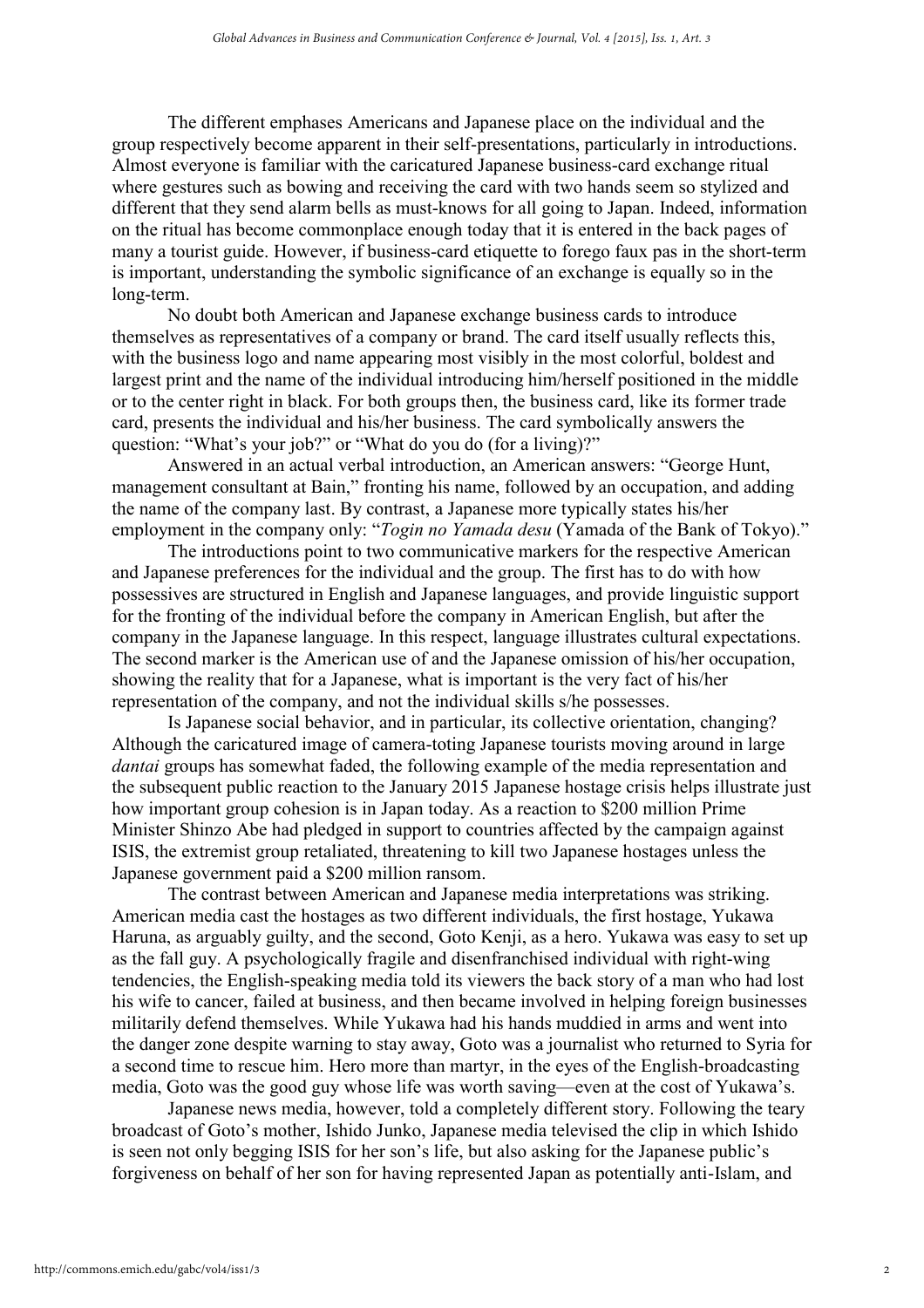The different emphases Americans and Japanese place on the individual and the group respectively become apparent in their self-presentations, particularly in introductions. Almost everyone is familiar with the caricatured Japanese business-card exchange ritual where gestures such as bowing and receiving the card with two hands seem so stylized and different that they send alarm bells as must-knows for all going to Japan. Indeed, information on the ritual has become commonplace enough today that it is entered in the back pages of many a tourist guide. However, if business-card etiquette to forego faux pas in the short-term is important, understanding the symbolic significance of an exchange is equally so in the long-term.

No doubt both American and Japanese exchange business cards to introduce themselves as representatives of a company or brand. The card itself usually reflects this, with the business logo and name appearing most visibly in the most colorful, boldest and largest print and the name of the individual introducing him/herself positioned in the middle or to the center right in black. For both groups then, the business card, like its former trade card, presents the individual and his/her business. The card symbolically answers the question: "What's your job?" or "What do you do (for a living)?"

Answered in an actual verbal introduction, an American answers: "George Hunt, management consultant at Bain," fronting his name, followed by an occupation, and adding the name of the company last. By contrast, a Japanese more typically states his/her employment in the company only: "*Togin no Yamada desu* (Yamada of the Bank of Tokyo)."

The introductions point to two communicative markers for the respective American and Japanese preferences for the individual and the group. The first has to do with how possessives are structured in English and Japanese languages, and provide linguistic support for the fronting of the individual before the company in American English, but after the company in the Japanese language. In this respect, language illustrates cultural expectations. The second marker is the American use of and the Japanese omission of his/her occupation, showing the reality that for a Japanese, what is important is the very fact of his/her representation of the company, and not the individual skills s/he possesses.

Is Japanese social behavior, and in particular, its collective orientation, changing? Although the caricatured image of camera-toting Japanese tourists moving around in large *dantai* groups has somewhat faded, the following example of the media representation and the subsequent public reaction to the January 2015 Japanese hostage crisis helps illustrate just how important group cohesion is in Japan today. As a reaction to $200 million Prime Minister Shinzo Abe had pledged in support to countries affected by the campaign against ISIS, the extremist group retaliated, threatening to kill two Japanese hostages unless the Japanese government paid a $200 million ransom.

The contrast between American and Japanese media interpretations was striking. American media cast the hostages as two different individuals, the first hostage, Yukawa Haruna, as arguably guilty, and the second, Goto Kenji, as a hero. Yukawa was easy to set up as the fall guy. A psychologically fragile and disenfranchised individual with right-wing tendencies, the English-speaking media told its viewers the back story of a man who had lost his wife to cancer, failed at business, and then became involved in helping foreign businesses militarily defend themselves. While Yukawa had his hands muddied in arms and went into the danger zone despite warning to stay away, Goto was a journalist who returned to Syria for a second time to rescue him. Hero more than martyr, in the eyes of the English-broadcasting media, Goto was the good guy whose life was worth saving—even at the cost of Yukawa's.

Japanese news media, however, told a completely different story. Following the teary broadcast of Goto's mother, Ishido Junko, Japanese media televised the clip in which Ishido is seen not only begging ISIS for her son's life, but also asking for the Japanese public's forgiveness on behalf of her son for having represented Japan as potentially anti-Islam, and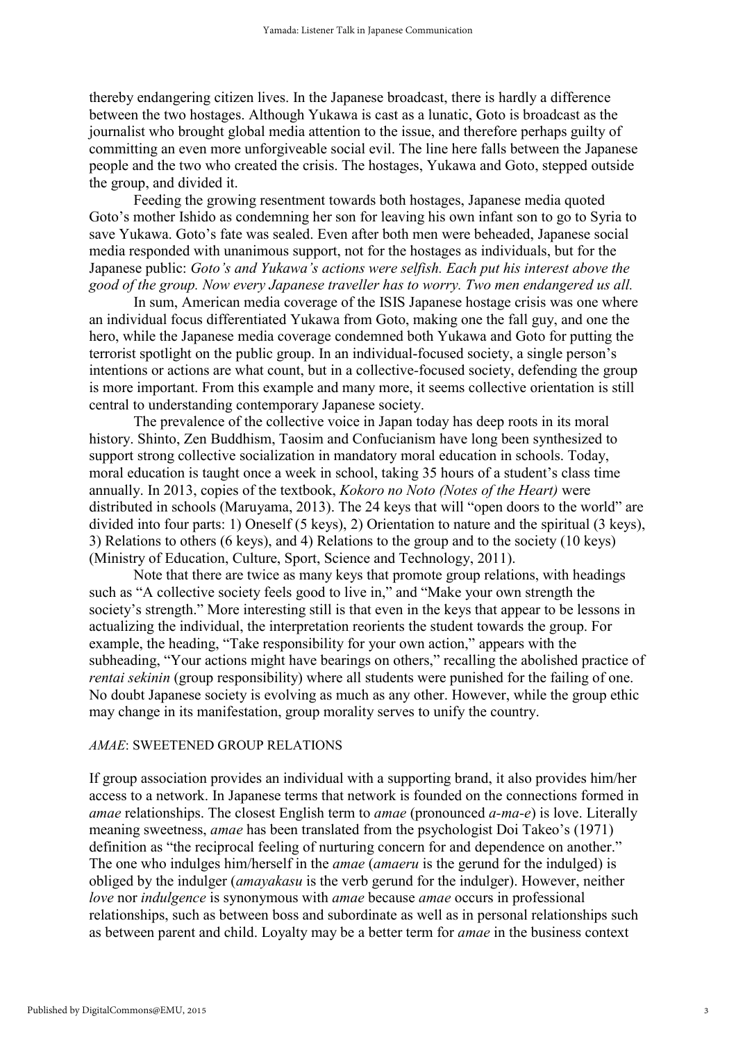thereby endangering citizen lives. In the Japanese broadcast, there is hardly a difference between the two hostages. Although Yukawa is cast as a lunatic, Goto is broadcast as the journalist who brought global media attention to the issue, and therefore perhaps guilty of committing an even more unforgiveable social evil. The line here falls between the Japanese people and the two who created the crisis. The hostages, Yukawa and Goto, stepped outside the group, and divided it.

Feeding the growing resentment towards both hostages, Japanese media quoted Goto's mother Ishido as condemning her son for leaving his own infant son to go to Syria to save Yukawa. Goto's fate was sealed. Even after both men were beheaded, Japanese social media responded with unanimous support, not for the hostages as individuals, but for the Japanese public: *Goto's and Yukawa's actions were selfish. Each put his interest above the good of the group. Now every Japanese traveller has to worry. Two men endangered us all.*

In sum, American media coverage of the ISIS Japanese hostage crisis was one where an individual focus differentiated Yukawa from Goto, making one the fall guy, and one the hero, while the Japanese media coverage condemned both Yukawa and Goto for putting the terrorist spotlight on the public group. In an individual-focused society, a single person's intentions or actions are what count, but in a collective-focused society, defending the group is more important. From this example and many more, it seems collective orientation is still central to understanding contemporary Japanese society.

The prevalence of the collective voice in Japan today has deep roots in its moral history. Shinto, Zen Buddhism, Taosim and Confucianism have long been synthesized to support strong collective socialization in mandatory moral education in schools. Today, moral education is taught once a week in school, taking 35 hours of a student's class time annually. In 2013, copies of the textbook, *Kokoro no Noto (Notes of the Heart)* were distributed in schools (Maruyama, 2013). The 24 keys that will "open doors to the world" are divided into four parts: 1) Oneself (5 keys), 2) Orientation to nature and the spiritual (3 keys), 3) Relations to others (6 keys), and 4) Relations to the group and to the society (10 keys) (Ministry of Education, Culture, Sport, Science and Technology, 2011).

Note that there are twice as many keys that promote group relations, with headings such as "A collective society feels good to live in," and "Make your own strength the society's strength." More interesting still is that even in the keys that appear to be lessons in actualizing the individual, the interpretation reorients the student towards the group. For example, the heading, "Take responsibility for your own action," appears with the subheading, "Your actions might have bearings on others," recalling the abolished practice of *rentai sekinin* (group responsibility) where all students were punished for the failing of one. No doubt Japanese society is evolving as much as any other. However, while the group ethic may change in its manifestation, group morality serves to unify the country.

## *AMAE*: SWEETENED GROUP RELATIONS

If group association provides an individual with a supporting brand, it also provides him/her access to a network. In Japanese terms that network is founded on the connections formed in *amae* relationships. The closest English term to *amae* (pronounced *a-ma-e*) is love. Literally meaning sweetness, *amae* has been translated from the psychologist Doi Takeo's (1971) definition as "the reciprocal feeling of nurturing concern for and dependence on another." The one who indulges him/herself in the *amae* (*amaeru* is the gerund for the indulged) is obliged by the indulger (*amayakasu* is the verb gerund for the indulger). However, neither *love* nor *indulgence* is synonymous with *amae* because *amae* occurs in professional relationships, such as between boss and subordinate as well as in personal relationships such as between parent and child. Loyalty may be a better term for *amae* in the business context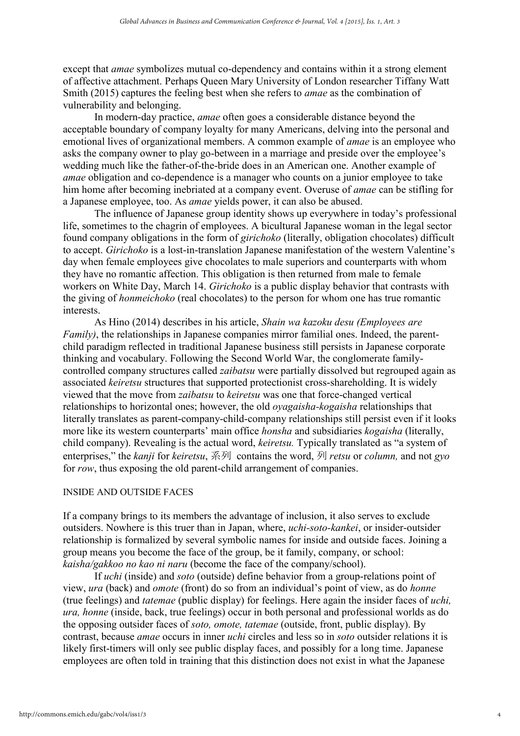except that *amae* symbolizes mutual co-dependency and contains within it a strong element of affective attachment. Perhaps Queen Mary University of London researcher Tiffany Watt Smith (2015) captures the feeling best when she refers to *amae* as the combination of vulnerability and belonging.

In modern-day practice, *amae* often goes a considerable distance beyond the acceptable boundary of company loyalty for many Americans, delving into the personal and emotional lives of organizational members. A common example of *amae* is an employee who asks the company owner to play go-between in a marriage and preside over the employee's wedding much like the father-of-the-bride does in an American one. Another example of *amae* obligation and co-dependence is a manager who counts on a junior employee to take him home after becoming inebriated at a company event. Overuse of *amae* can be stifling for a Japanese employee, too. As *amae* yields power, it can also be abused.

The influence of Japanese group identity shows up everywhere in today's professional life, sometimes to the chagrin of employees. A bicultural Japanese woman in the legal sector found company obligations in the form of *girichoko* (literally, obligation chocolates) difficult to accept. *Girichoko* is a lost-in-translation Japanese manifestation of the western Valentine's day when female employees give chocolates to male superiors and counterparts with whom they have no romantic affection. This obligation is then returned from male to female workers on White Day, March 14. *Girichoko* is a public display behavior that contrasts with the giving of *honmeichoko* (real chocolates) to the person for whom one has true romantic interests.

As Hino (2014) describes in his article, *Shain wa kazoku desu (Employees are Family)*, the relationships in Japanese companies mirror familial ones. Indeed, the parent-child paradigm reflected in traditional Japanese business still persists in Japanese corporate thinking and vocabulary. Following the Second World War, the conglomerate family-controlled company structures called *zaibatsu* were partially dissolved but regrouped again as associated *keiretsu* structures that supported protectionist cross-shareholding. It is widely viewed that the move from *zaibatsu* to *keiretsu* was one that force-changed vertical relationships to horizontal ones; however, the old *oyagaisha-kogaisha* relationships that literally translates as parent-company-child-company relationships still persist even if it looks more like its western counterparts' main office *honsha* and subsidiaries *kogaisha* (literally, child company). Revealing is the actual word, *keiretsu.* Typically translated as "a system of enterprises," the *kanji* for *keiretsu*, 系列 contains the word, 列 *retsu* or *column,* and not *gyo* for *row*, thus exposing the old parent-child arrangement of companies.

## INSIDE AND OUTSIDE FACES

If a company brings to its members the advantage of inclusion, it also serves to exclude outsiders. Nowhere is this truer than in Japan, where, *uchi-soto-kankei*, or insider-outsider relationship is formalized by several symbolic names for inside and outside faces. Joining a group means you become the face of the group, be it family, company, or school: *kaisha/gakkoo no kao ni naru* (become the face of the company/school).

If *uchi* (inside) and *soto* (outside) define behavior from a group-relations point of view, *ura* (back) and *omote* (front) do so from an individual's point of view, as do *honne* (true feelings) and *tatemae* (public display) for feelings. Here again the insider faces of *uchi, ura, honne* (inside, back, true feelings) occur in both personal and professional worlds as do the opposing outsider faces of *soto, omote, tatemae* (outside, front, public display). By contrast, because *amae* occurs in inner *uchi* circles and less so in *soto* outsider relations it is likely first-timers will only see public display faces, and possibly for a long time. Japanese employees are often told in training that this distinction does not exist in what the Japanese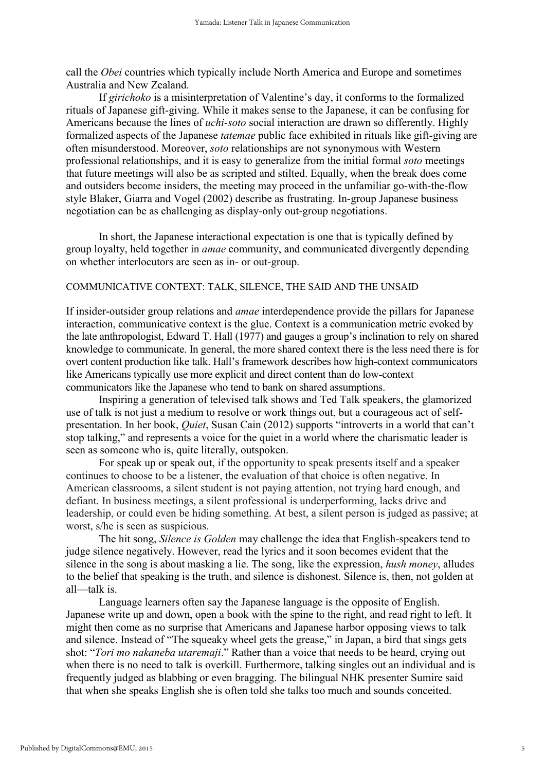call the *Obei* countries which typically include North America and Europe and sometimes Australia and New Zealand.

If *girichoko* is a misinterpretation of Valentine's day, it conforms to the formalized rituals of Japanese gift-giving. While it makes sense to the Japanese, it can be confusing for Americans because the lines of *uchi-soto* social interaction are drawn so differently. Highly formalized aspects of the Japanese *tatemae* public face exhibited in rituals like gift-giving are often misunderstood. Moreover, *soto* relationships are not synonymous with Western professional relationships, and it is easy to generalize from the initial formal *soto* meetings that future meetings will also be as scripted and stilted. Equally, when the break does come and outsiders become insiders, the meeting may proceed in the unfamiliar go-with-the-flow style Blaker, Giarra and Vogel (2002) describe as frustrating. In-group Japanese business negotiation can be as challenging as display-only out-group negotiations.

In short, the Japanese interactional expectation is one that is typically defined by group loyalty, held together in *amae* community, and communicated divergently depending on whether interlocutors are seen as in- or out-group.

## COMMUNICATIVE CONTEXT: TALK, SILENCE, THE SAID AND THE UNSAID

If insider-outsider group relations and *amae* interdependence provide the pillars for Japanese interaction, communicative context is the glue. Context is a communication metric evoked by the late anthropologist, Edward T. Hall (1977) and gauges a group's inclination to rely on shared knowledge to communicate. In general, the more shared context there is the less need there is for overt content production like talk. Hall's framework describes how high-context communicators like Americans typically use more explicit and direct content than do low-context communicators like the Japanese who tend to bank on shared assumptions.

Inspiring a generation of televised talk shows and Ted Talk speakers, the glamorized use of talk is not just a medium to resolve or work things out, but a courageous act of self-presentation. In her book, *Quiet*, Susan Cain (2012) supports "introverts in a world that can't stop talking," and represents a voice for the quiet in a world where the charismatic leader is seen as someone who is, quite literally, outspoken.

For speak up or speak out, if the opportunity to speak presents itself and a speaker continues to choose to be a listener, the evaluation of that choice is often negative. In American classrooms, a silent student is not paying attention, not trying hard enough, and defiant. In business meetings, a silent professional is underperforming, lacks drive and leadership, or could even be hiding something. At best, a silent person is judged as passive; at worst, s/he is seen as suspicious.

The hit song, *Silence is Golden* may challenge the idea that English-speakers tend to judge silence negatively. However, read the lyrics and it soon becomes evident that the silence in the song is about masking a lie. The song, like the expression, *hush money*, alludes to the belief that speaking is the truth, and silence is dishonest. Silence is, then, not golden at all—talk is.

Language learners often say the Japanese language is the opposite of English. Japanese write up and down, open a book with the spine to the right, and read right to left. It might then come as no surprise that Americans and Japanese harbor opposing views to talk and silence. Instead of "The squeaky wheel gets the grease," in Japan, a bird that sings gets shot: "*Tori mo nakaneba utaremaji*." Rather than a voice that needs to be heard, crying out when there is no need to talk is overkill. Furthermore, talking singles out an individual and is frequently judged as blabbing or even bragging. The bilingual NHK presenter Sumire said that when she speaks English she is often told she talks too much and sounds conceited.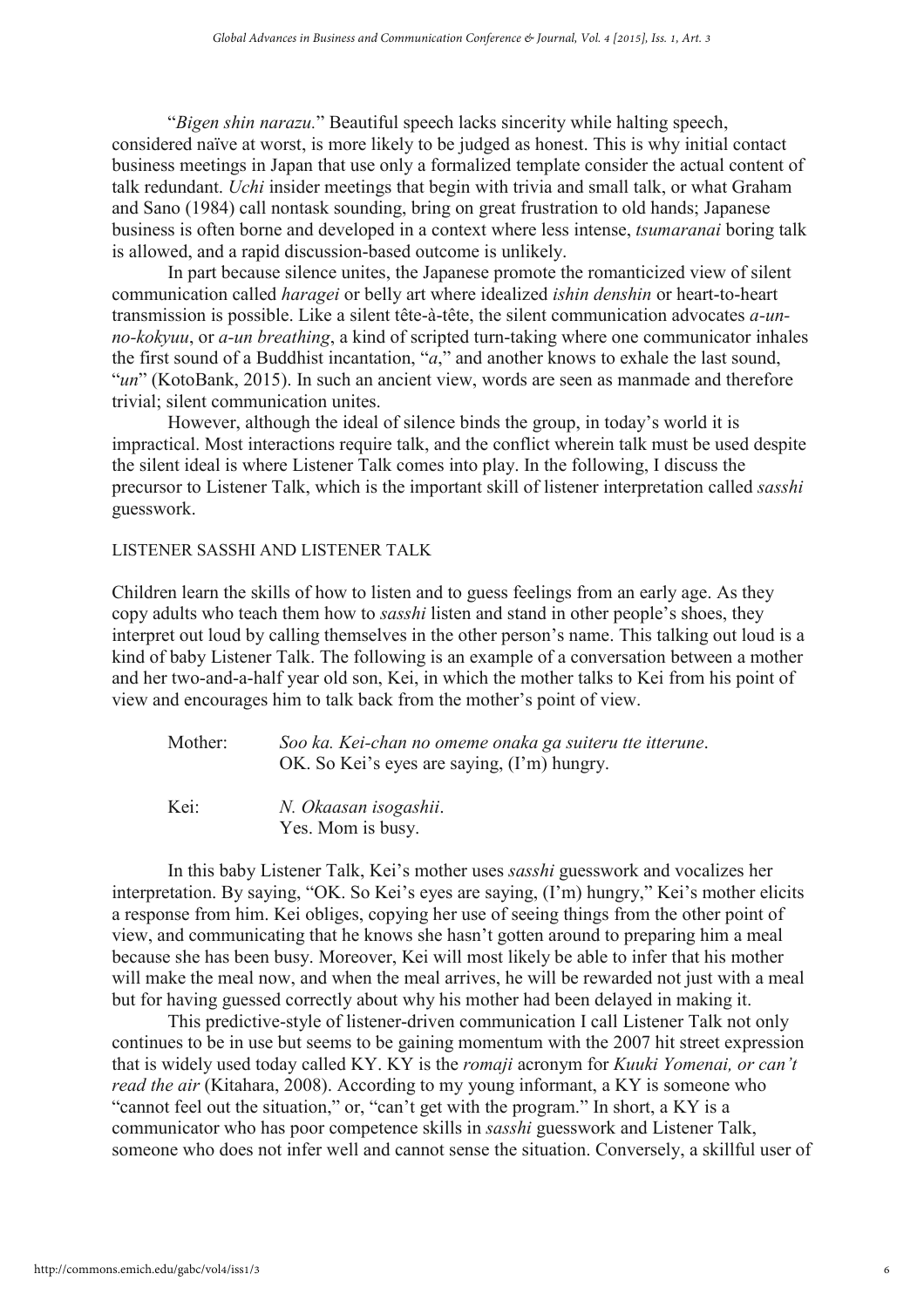"*Bigen shin narazu.*" Beautiful speech lacks sincerity while halting speech, considered naïve at worst, is more likely to be judged as honest. This is why initial contact business meetings in Japan that use only a formalized template consider the actual content of talk redundant. *Uchi* insider meetings that begin with trivia and small talk, or what Graham and Sano (1984) call nontask sounding, bring on great frustration to old hands; Japanese business is often borne and developed in a context where less intense, *tsumaranai* boring talk is allowed, and a rapid discussion-based outcome is unlikely.

In part because silence unites, the Japanese promote the romanticized view of silent communication called *haragei* or belly art where idealized *ishin denshin* or heart-to-heart transmission is possible. Like a silent tête-à-tête, the silent communication advocates *a-un-no-kokyuu*, or *a-un breathing*, a kind of scripted turn-taking where one communicator inhales the first sound of a Buddhist incantation, "*a*," and another knows to exhale the last sound, "*un*" (KotoBank, 2015). In such an ancient view, words are seen as manmade and therefore trivial; silent communication unites.

However, although the ideal of silence binds the group, in today's world it is impractical. Most interactions require talk, and the conflict wherein talk must be used despite the silent ideal is where Listener Talk comes into play. In the following, I discuss the precursor to Listener Talk, which is the important skill of listener interpretation called *sasshi* guesswork.

## LISTENER SASSHI AND LISTENER TALK

Children learn the skills of how to listen and to guess feelings from an early age. As they copy adults who teach them how to *sasshi* listen and stand in other people's shoes, they interpret out loud by calling themselves in the other person's name. This talking out loud is a kind of baby Listener Talk. The following is an example of a conversation between a mother and her two-and-a-half year old son, Kei, in which the mother talks to Kei from his point of view and encourages him to talk back from the mother's point of view.

Mother: *Soo ka. Kei-chan no omeme onaka ga suiteru tte itterune*.
OK. So Kei's eyes are saying, (I'm) hungry.

Kei: *N. Okaasan isogashii*.
Yes. Mom is busy.

In this baby Listener Talk, Kei's mother uses *sasshi* guesswork and vocalizes her interpretation. By saying, "OK. So Kei's eyes are saying, (I'm) hungry," Kei's mother elicits a response from him. Kei obliges, copying her use of seeing things from the other point of view, and communicating that he knows she hasn't gotten around to preparing him a meal because she has been busy. Moreover, Kei will most likely be able to infer that his mother will make the meal now, and when the meal arrives, he will be rewarded not just with a meal but for having guessed correctly about why his mother had been delayed in making it.

This predictive-style of listener-driven communication I call Listener Talk not only continues to be in use but seems to be gaining momentum with the 2007 hit street expression that is widely used today called KY. KY is the *romaji* acronym for *Kuuki Yomenai, or can't read the air* (Kitahara, 2008). According to my young informant, a KY is someone who "cannot feel out the situation," or, "can't get with the program." In short, a KY is a communicator who has poor competence skills in *sasshi* guesswork and Listener Talk, someone who does not infer well and cannot sense the situation. Conversely, a skillful user of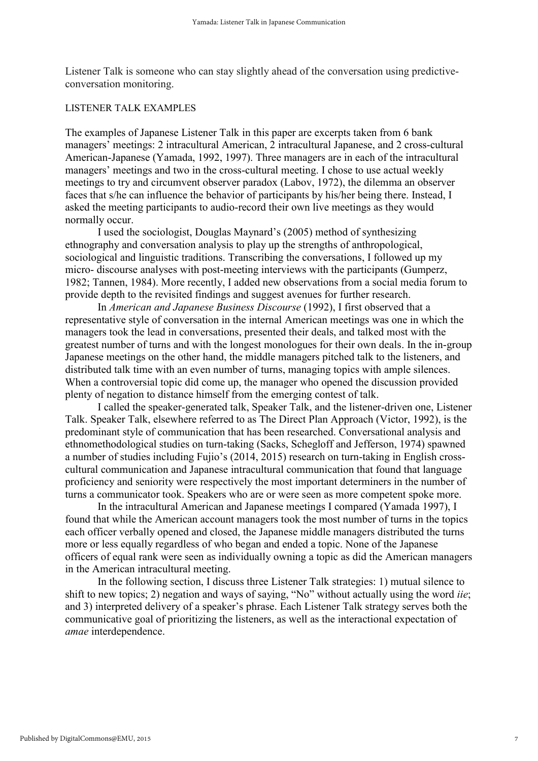Listener Talk is someone who can stay slightly ahead of the conversation using predictive-conversation monitoring.

## LISTENER TALK EXAMPLES

The examples of Japanese Listener Talk in this paper are excerpts taken from 6 bank managers' meetings: 2 intracultural American, 2 intracultural Japanese, and 2 cross-cultural American-Japanese (Yamada, 1992, 1997). Three managers are in each of the intracultural managers' meetings and two in the cross-cultural meeting. I chose to use actual weekly meetings to try and circumvent observer paradox (Labov, 1972), the dilemma an observer faces that s/he can influence the behavior of participants by his/her being there. Instead, I asked the meeting participants to audio-record their own live meetings as they would normally occur.

I used the sociologist, Douglas Maynard's (2005) method of synthesizing ethnography and conversation analysis to play up the strengths of anthropological, sociological and linguistic traditions. Transcribing the conversations, I followed up my micro- discourse analyses with post-meeting interviews with the participants (Gumperz, 1982; Tannen, 1984). More recently, I added new observations from a social media forum to provide depth to the revisited findings and suggest avenues for further research.

In *American and Japanese Business Discourse* (1992), I first observed that a representative style of conversation in the internal American meetings was one in which the managers took the lead in conversations, presented their deals, and talked most with the greatest number of turns and with the longest monologues for their own deals. In the in-group Japanese meetings on the other hand, the middle managers pitched talk to the listeners, and distributed talk time with an even number of turns, managing topics with ample silences. When a controversial topic did come up, the manager who opened the discussion provided plenty of negation to distance himself from the emerging contest of talk.

I called the speaker-generated talk, Speaker Talk, and the listener-driven one, Listener Talk. Speaker Talk, elsewhere referred to as The Direct Plan Approach (Victor, 1992), is the predominant style of communication that has been researched. Conversational analysis and ethnomethodological studies on turn-taking (Sacks, Schegloff and Jefferson, 1974) spawned a number of studies including Fujio's (2014, 2015) research on turn-taking in English cross-cultural communication and Japanese intracultural communication that found that language proficiency and seniority were respectively the most important determiners in the number of turns a communicator took. Speakers who are or were seen as more competent spoke more.

In the intracultural American and Japanese meetings I compared (Yamada 1997), I found that while the American account managers took the most number of turns in the topics each officer verbally opened and closed, the Japanese middle managers distributed the turns more or less equally regardless of who began and ended a topic. None of the Japanese officers of equal rank were seen as individually owning a topic as did the American managers in the American intracultural meeting.

In the following section, I discuss three Listener Talk strategies: 1) mutual silence to shift to new topics; 2) negation and ways of saying, "No" without actually using the word *iie*; and 3) interpreted delivery of a speaker's phrase. Each Listener Talk strategy serves both the communicative goal of prioritizing the listeners, as well as the interactional expectation of *amae* interdependence.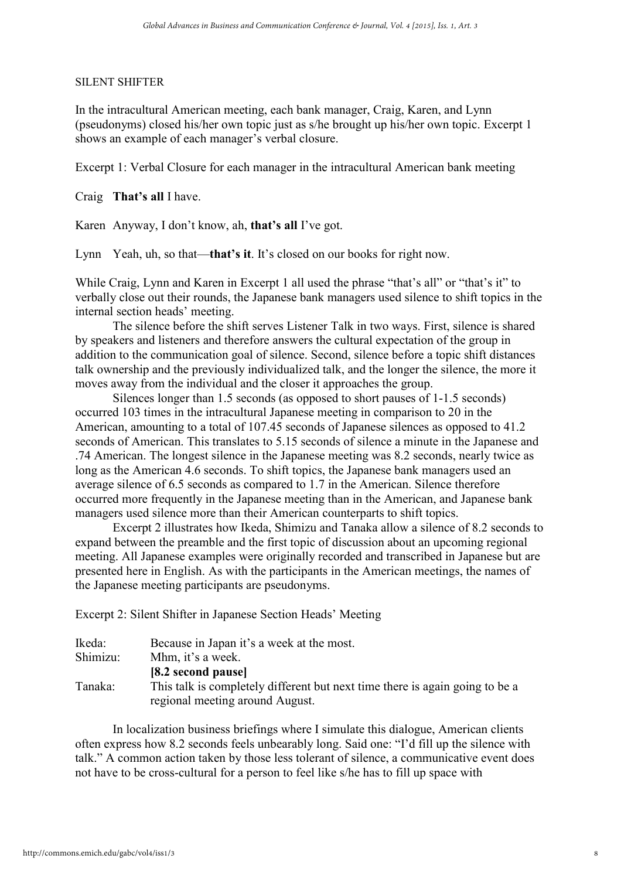SILENT SHIFTER

In the intracultural American meeting, each bank manager, Craig, Karen, and Lynn (pseudonyms) closed his/her own topic just as s/he brought up his/her own topic. Excerpt 1 shows an example of each manager's verbal closure.

Excerpt 1: Verbal Closure for each manager in the intracultural American bank meeting

Craig **That's all** I have.

Karen Anyway, I don't know, ah, **that's all** I've got.

Lynn Yeah, uh, so that—**that's it**. It's closed on our books for right now.

While Craig, Lynn and Karen in Excerpt 1 all used the phrase "that's all" or "that's it" to verbally close out their rounds, the Japanese bank managers used silence to shift topics in the internal section heads' meeting.

The silence before the shift serves Listener Talk in two ways. First, silence is shared by speakers and listeners and therefore answers the cultural expectation of the group in addition to the communication goal of silence. Second, silence before a topic shift distances talk ownership and the previously individualized talk, and the longer the silence, the more it moves away from the individual and the closer it approaches the group.

Silences longer than 1.5 seconds (as opposed to short pauses of 1-1.5 seconds) occurred 103 times in the intracultural Japanese meeting in comparison to 20 in the American, amounting to a total of 107.45 seconds of Japanese silences as opposed to 41.2 seconds of American. This translates to 5.15 seconds of silence a minute in the Japanese and .74 American. The longest silence in the Japanese meeting was 8.2 seconds, nearly twice as long as the American 4.6 seconds. To shift topics, the Japanese bank managers used an average silence of 6.5 seconds as compared to 1.7 in the American. Silence therefore occurred more frequently in the Japanese meeting than in the American, and Japanese bank managers used silence more than their American counterparts to shift topics.

Excerpt 2 illustrates how Ikeda, Shimizu and Tanaka allow a silence of 8.2 seconds to expand between the preamble and the first topic of discussion about an upcoming regional meeting. All Japanese examples were originally recorded and transcribed in Japanese but are presented here in English. As with the participants in the American meetings, the names of the Japanese meeting participants are pseudonyms.

Excerpt 2: Silent Shifter in Japanese Section Heads' Meeting

Ikeda: Because in Japan it's a week at the most.
Shimizu: Mhm, it's a week.
**[8.2 second pause]**
Tanaka: This talk is completely different but next time there is again going to be a regional meeting around August.

In localization business briefings where I simulate this dialogue, American clients often express how 8.2 seconds feels unbearably long. Said one: "I'd fill up the silence with talk." A common action taken by those less tolerant of silence, a communicative event does not have to be cross-cultural for a person to feel like s/he has to fill up space with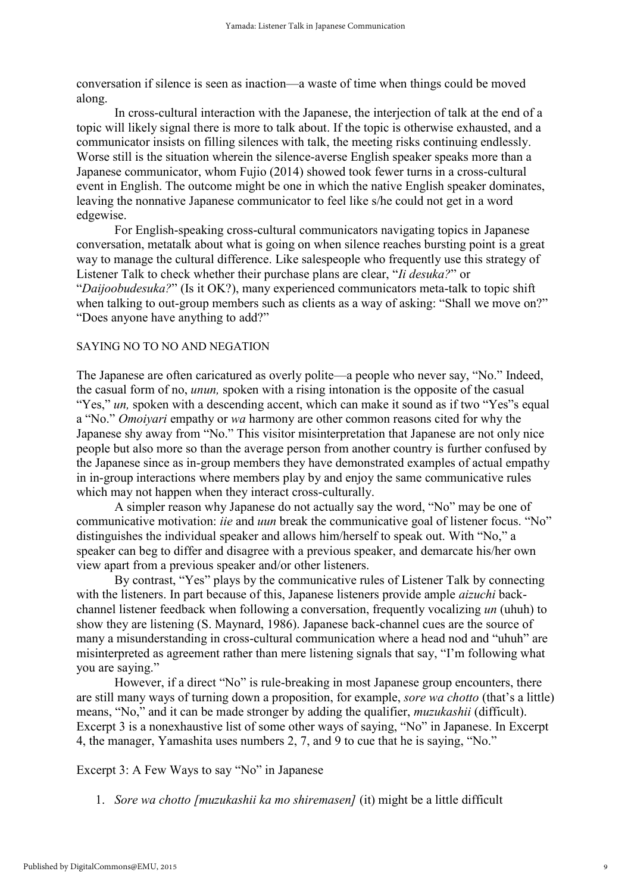conversation if silence is seen as inaction—a waste of time when things could be moved along.

In cross-cultural interaction with the Japanese, the interjection of talk at the end of a topic will likely signal there is more to talk about. If the topic is otherwise exhausted, and a communicator insists on filling silences with talk, the meeting risks continuing endlessly. Worse still is the situation wherein the silence-averse English speaker speaks more than a Japanese communicator, whom Fujio (2014) showed took fewer turns in a cross-cultural event in English. The outcome might be one in which the native English speaker dominates, leaving the nonnative Japanese communicator to feel like s/he could not get in a word edgewise.

For English-speaking cross-cultural communicators navigating topics in Japanese conversation, metatalk about what is going on when silence reaches bursting point is a great way to manage the cultural difference. Like salespeople who frequently use this strategy of Listener Talk to check whether their purchase plans are clear, "*Ii desuka?*" or "*Daijoobudesuka?*" (Is it OK?), many experienced communicators meta-talk to topic shift when talking to out-group members such as clients as a way of asking: "Shall we move on?" "Does anyone have anything to add?"

## SAYING NO TO NO AND NEGATION

The Japanese are often caricatured as overly polite—a people who never say, "No." Indeed, the casual form of no, *unun,* spoken with a rising intonation is the opposite of the casual "Yes," *un,* spoken with a descending accent, which can make it sound as if two "Yes"s equal a "No." *Omoiyari* empathy or *wa* harmony are other common reasons cited for why the Japanese shy away from "No." This visitor misinterpretation that Japanese are not only nice people but also more so than the average person from another country is further confused by the Japanese since as in-group members they have demonstrated examples of actual empathy in in-group interactions where members play by and enjoy the same communicative rules which may not happen when they interact cross-culturally.

A simpler reason why Japanese do not actually say the word, "No" may be one of communicative motivation: *iie* and *uun* break the communicative goal of listener focus. "No" distinguishes the individual speaker and allows him/herself to speak out. With "No," a speaker can beg to differ and disagree with a previous speaker, and demarcate his/her own view apart from a previous speaker and/or other listeners.

By contrast, "Yes" plays by the communicative rules of Listener Talk by connecting with the listeners. In part because of this, Japanese listeners provide ample *aizuchi* back-channel listener feedback when following a conversation, frequently vocalizing *un* (uhuh) to show they are listening (S. Maynard, 1986). Japanese back-channel cues are the source of many a misunderstanding in cross-cultural communication where a head nod and "uhuh" are misinterpreted as agreement rather than mere listening signals that say, "I'm following what you are saying."

However, if a direct "No" is rule-breaking in most Japanese group encounters, there are still many ways of turning down a proposition, for example, *sore wa chotto* (that's a little) means, "No," and it can be made stronger by adding the qualifier, *muzukashii* (difficult). Excerpt 3 is a nonexhaustive list of some other ways of saying, "No" in Japanese. In Excerpt 4, the manager, Yamashita uses numbers 2, 7, and 9 to cue that he is saying, "No."

Excerpt 3: A Few Ways to say "No" in Japanese

1. *Sore wa chotto [muzukashii ka mo shiremasen]* (it) might be a little difficult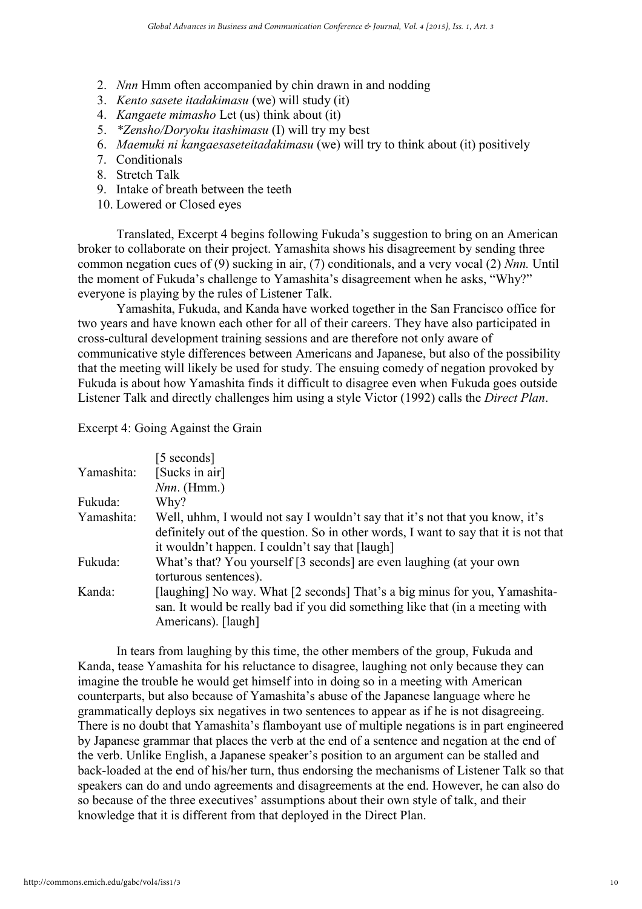2. *Nnn* Hmm often accompanied by chin drawn in and nodding
3. *Kento sasete itadakimasu* (we) will study (it)
4. *Kangaete mimasho* Let (us) think about (it)
5. *\*Zensho/Doryoku itashimasu* (I) will try my best
6. *Maemuki ni kangaesaseteitadakimasu* (we) will try to think about (it) positively
7. Conditionals
8. Stretch Talk
9. Intake of breath between the teeth
10. Lowered or Closed eyes

Translated, Excerpt 4 begins following Fukuda's suggestion to bring on an American broker to collaborate on their project. Yamashita shows his disagreement by sending three common negation cues of (9) sucking in air, (7) conditionals, and a very vocal (2) *Nnn.* Until the moment of Fukuda's challenge to Yamashita's disagreement when he asks, "Why?" everyone is playing by the rules of Listener Talk.

Yamashita, Fukuda, and Kanda have worked together in the San Francisco office for two years and have known each other for all of their careers. They have also participated in cross-cultural development training sessions and are therefore not only aware of communicative style differences between Americans and Japanese, but also of the possibility that the meeting will likely be used for study. The ensuing comedy of negation provoked by Fukuda is about how Yamashita finds it difficult to disagree even when Fukuda goes outside Listener Talk and directly challenges him using a style Victor (1992) calls the *Direct Plan*.

Excerpt 4: Going Against the Grain

| | |
|---|---|
| | [5 seconds] |
| Yamashita: | [Sucks in air] *Nnn*. (Hmm.) |
| Fukuda: | Why? |
| Yamashita: | Well, uhhm, I would not say I wouldn't say that it's not that you know, it's definitely out of the question. So in other words, I want to say that it is not that it wouldn't happen. I couldn't say that [laugh] |
| Fukuda: | What's that? You yourself [3 seconds] are even laughing (at your own torturous sentences). |
| Kanda: | [laughing] No way. What [2 seconds] That's a big minus for you, Yamashita-san. It would be really bad if you did something like that (in a meeting with Americans). [laugh] |

In tears from laughing by this time, the other members of the group, Fukuda and Kanda, tease Yamashita for his reluctance to disagree, laughing not only because they can imagine the trouble he would get himself into in doing so in a meeting with American counterparts, but also because of Yamashita's abuse of the Japanese language where he grammatically deploys six negatives in two sentences to appear as if he is not disagreeing. There is no doubt that Yamashita's flamboyant use of multiple negations is in part engineered by Japanese grammar that places the verb at the end of a sentence and negation at the end of the verb. Unlike English, a Japanese speaker's position to an argument can be stalled and back-loaded at the end of his/her turn, thus endorsing the mechanisms of Listener Talk so that speakers can do and undo agreements and disagreements at the end. However, he can also do so because of the three executives' assumptions about their own style of talk, and their knowledge that it is different from that deployed in the Direct Plan.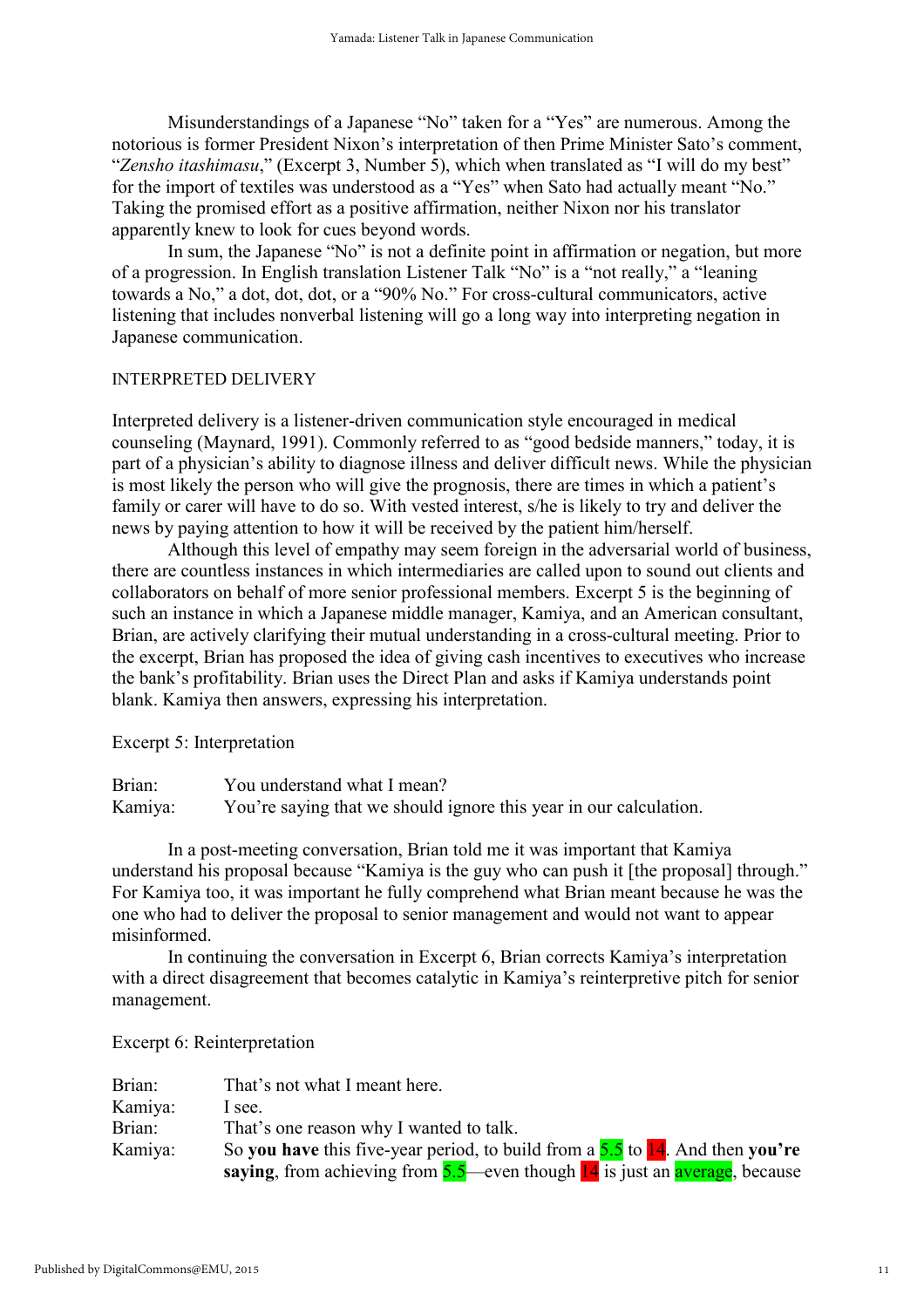Misunderstandings of a Japanese "No" taken for a "Yes" are numerous. Among the notorious is former President Nixon's interpretation of then Prime Minister Sato's comment, "*Zensho itashimasu*," (Excerpt 3, Number 5), which when translated as "I will do my best" for the import of textiles was understood as a "Yes" when Sato had actually meant "No." Taking the promised effort as a positive affirmation, neither Nixon nor his translator apparently knew to look for cues beyond words.

In sum, the Japanese "No" is not a definite point in affirmation or negation, but more of a progression. In English translation Listener Talk "No" is a "not really," a "leaning towards a No," a dot, dot, dot, or a "90% No." For cross-cultural communicators, active listening that includes nonverbal listening will go a long way into interpreting negation in Japanese communication.

## INTERPRETED DELIVERY

Interpreted delivery is a listener-driven communication style encouraged in medical counseling (Maynard, 1991). Commonly referred to as "good bedside manners," today, it is part of a physician's ability to diagnose illness and deliver difficult news. While the physician is most likely the person who will give the prognosis, there are times in which a patient's family or carer will have to do so. With vested interest, s/he is likely to try and deliver the news by paying attention to how it will be received by the patient him/herself.

Although this level of empathy may seem foreign in the adversarial world of business, there are countless instances in which intermediaries are called upon to sound out clients and collaborators on behalf of more senior professional members. Excerpt 5 is the beginning of such an instance in which a Japanese middle manager, Kamiya, and an American consultant, Brian, are actively clarifying their mutual understanding in a cross-cultural meeting. Prior to the excerpt, Brian has proposed the idea of giving cash incentives to executives who increase the bank's profitability. Brian uses the Direct Plan and asks if Kamiya understands point blank. Kamiya then answers, expressing his interpretation.

Excerpt 5: Interpretation

Brian: You understand what I mean?
Kamiya: You're saying that we should ignore this year in our calculation.

In a post-meeting conversation, Brian told me it was important that Kamiya understand his proposal because "Kamiya is the guy who can push it [the proposal] through." For Kamiya too, it was important he fully comprehend what Brian meant because he was the one who had to deliver the proposal to senior management and would not want to appear misinformed.

In continuing the conversation in Excerpt 6, Brian corrects Kamiya's interpretation with a direct disagreement that becomes catalytic in Kamiya's reinterpretive pitch for senior management.

Excerpt 6: Reinterpretation

Brian: That's not what I meant here.
Kamiya: I see.
Brian: That's one reason why I wanted to talk.
Kamiya: So **you have** this five-year period, to build from a 5.5 to 14. And then **you're saying**, from achieving from 5.5—even though 14 is just an average, because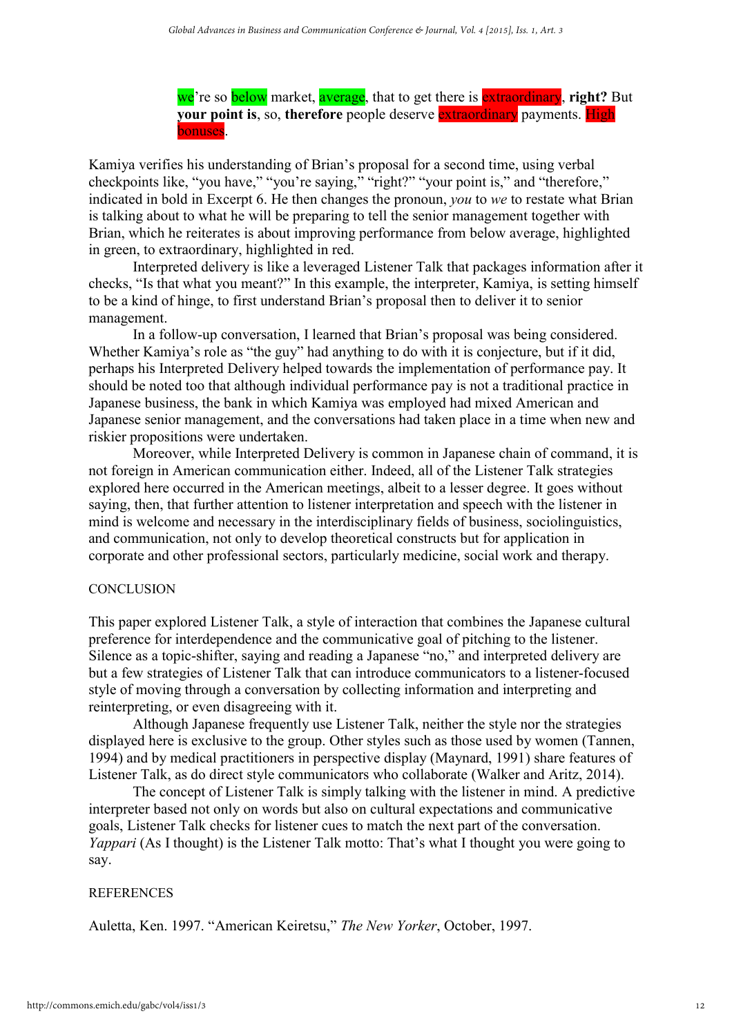> we're so below market, average, that to get there is extraordinary, **right?** But **your point is**, so, **therefore** people deserve extraordinary payments. High bonuses.

Kamiya verifies his understanding of Brian's proposal for a second time, using verbal checkpoints like, "you have," "you're saying," "right?" "your point is," and "therefore," indicated in bold in Excerpt 6. He then changes the pronoun, *you* to *we* to restate what Brian is talking about to what he will be preparing to tell the senior management together with Brian, which he reiterates is about improving performance from below average, highlighted in green, to extraordinary, highlighted in red.

Interpreted delivery is like a leveraged Listener Talk that packages information after it checks, "Is that what you meant?" In this example, the interpreter, Kamiya, is setting himself to be a kind of hinge, to first understand Brian's proposal then to deliver it to senior management.

In a follow-up conversation, I learned that Brian's proposal was being considered. Whether Kamiya's role as "the guy" had anything to do with it is conjecture, but if it did, perhaps his Interpreted Delivery helped towards the implementation of performance pay. It should be noted too that although individual performance pay is not a traditional practice in Japanese business, the bank in which Kamiya was employed had mixed American and Japanese senior management, and the conversations had taken place in a time when new and riskier propositions were undertaken.

Moreover, while Interpreted Delivery is common in Japanese chain of command, it is not foreign in American communication either. Indeed, all of the Listener Talk strategies explored here occurred in the American meetings, albeit to a lesser degree. It goes without saying, then, that further attention to listener interpretation and speech with the listener in mind is welcome and necessary in the interdisciplinary fields of business, sociolinguistics, and communication, not only to develop theoretical constructs but for application in corporate and other professional sectors, particularly medicine, social work and therapy.

## CONCLUSION

This paper explored Listener Talk, a style of interaction that combines the Japanese cultural preference for interdependence and the communicative goal of pitching to the listener. Silence as a topic-shifter, saying and reading a Japanese "no," and interpreted delivery are but a few strategies of Listener Talk that can introduce communicators to a listener-focused style of moving through a conversation by collecting information and interpreting and reinterpreting, or even disagreeing with it.

Although Japanese frequently use Listener Talk, neither the style nor the strategies displayed here is exclusive to the group. Other styles such as those used by women (Tannen, 1994) and by medical practitioners in perspective display (Maynard, 1991) share features of Listener Talk, as do direct style communicators who collaborate (Walker and Aritz, 2014).

The concept of Listener Talk is simply talking with the listener in mind. A predictive interpreter based not only on words but also on cultural expectations and communicative goals, Listener Talk checks for listener cues to match the next part of the conversation. *Yappari* (As I thought) is the Listener Talk motto: That's what I thought you were going to say.

## REFERENCES

Auletta, Ken. 1997. "American Keiretsu," *The New Yorker*, October, 1997.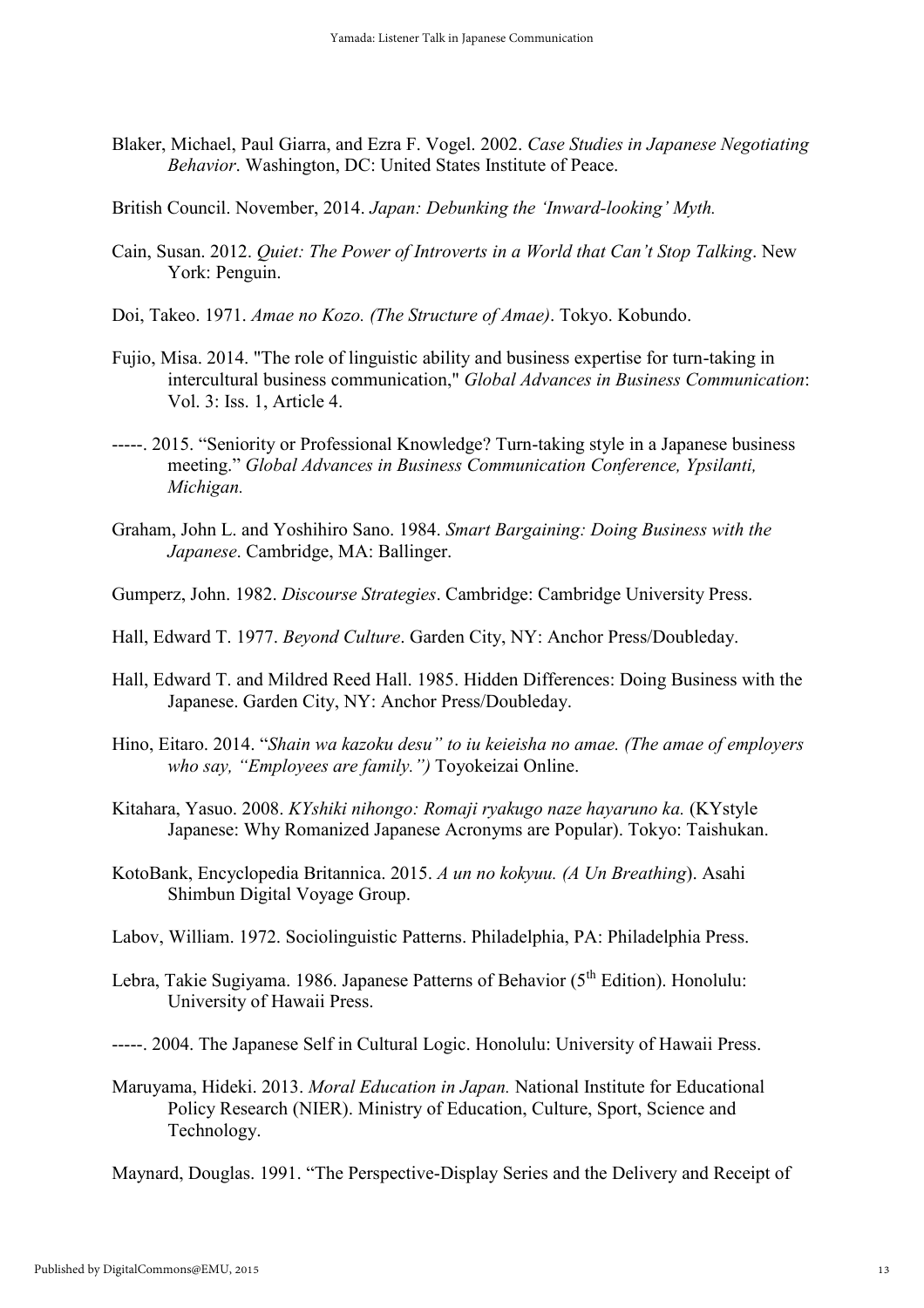Blaker, Michael, Paul Giarra, and Ezra F. Vogel. 2002. *Case Studies in Japanese Negotiating Behavior*. Washington, DC: United States Institute of Peace.

British Council. November, 2014. *Japan: Debunking the 'Inward-looking' Myth.*

Cain, Susan. 2012. *Quiet: The Power of Introverts in a World that Can't Stop Talking*. New York: Penguin.

Doi, Takeo. 1971. *Amae no Kozo. (The Structure of Amae)*. Tokyo. Kobundo.

Fujio, Misa. 2014. "The role of linguistic ability and business expertise for turn-taking in intercultural business communication," *Global Advances in Business Communication*: Vol. 3: Iss. 1, Article 4.

-----. 2015. "Seniority or Professional Knowledge? Turn-taking style in a Japanese business meeting." *Global Advances in Business Communication Conference, Ypsilanti, Michigan.*

Graham, John L. and Yoshihiro Sano. 1984. *Smart Bargaining: Doing Business with the Japanese*. Cambridge, MA: Ballinger.

Gumperz, John. 1982. *Discourse Strategies*. Cambridge: Cambridge University Press.

Hall, Edward T. 1977. *Beyond Culture*. Garden City, NY: Anchor Press/Doubleday.

Hall, Edward T. and Mildred Reed Hall. 1985. Hidden Differences: Doing Business with the Japanese. Garden City, NY: Anchor Press/Doubleday.

Hino, Eitaro. 2014. "*Shain wa kazoku desu" to iu keieisha no amae. (The amae of employers who say, "Employees are family.")* Toyokeizai Online.

Kitahara, Yasuo. 2008. *KYshiki nihongo: Romaji ryakugo naze hayaruno ka.* (KYstyle Japanese: Why Romanized Japanese Acronyms are Popular). Tokyo: Taishukan.

KotoBank, Encyclopedia Britannica. 2015. *A un no kokyuu. (A Un Breathing*). Asahi Shimbun Digital Voyage Group.

Labov, William. 1972. Sociolinguistic Patterns. Philadelphia, PA: Philadelphia Press.

Lebra, Takie Sugiyama. 1986. Japanese Patterns of Behavior (5th Edition). Honolulu: University of Hawaii Press.

-----. 2004. The Japanese Self in Cultural Logic. Honolulu: University of Hawaii Press.

Maruyama, Hideki. 2013. *Moral Education in Japan.* National Institute for Educational Policy Research (NIER). Ministry of Education, Culture, Sport, Science and Technology.

Maynard, Douglas. 1991. "The Perspective-Display Series and the Delivery and Receipt of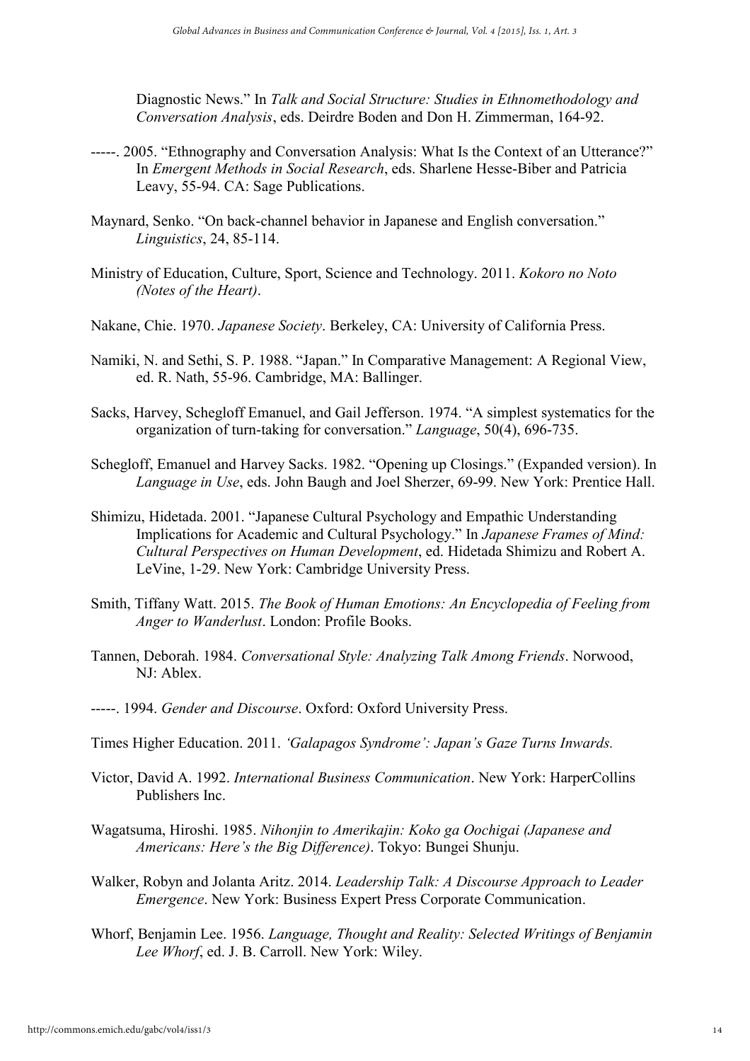Diagnostic News." In *Talk and Social Structure: Studies in Ethnomethodology and Conversation Analysis*, eds. Deirdre Boden and Don H. Zimmerman, 164-92.

-----. 2005. "Ethnography and Conversation Analysis: What Is the Context of an Utterance?" In *Emergent Methods in Social Research*, eds. Sharlene Hesse-Biber and Patricia Leavy, 55-94. CA: Sage Publications.

Maynard, Senko. "On back-channel behavior in Japanese and English conversation." *Linguistics*, 24, 85-114.

Ministry of Education, Culture, Sport, Science and Technology. 2011. *Kokoro no Noto (Notes of the Heart)*.

Nakane, Chie. 1970. *Japanese Society*. Berkeley, CA: University of California Press.

Namiki, N. and Sethi, S. P. 1988. "Japan." In Comparative Management: A Regional View, ed. R. Nath, 55-96. Cambridge, MA: Ballinger.

Sacks, Harvey, Schegloff Emanuel, and Gail Jefferson. 1974. "A simplest systematics for the organization of turn-taking for conversation." *Language*, 50(4), 696-735.

Schegloff, Emanuel and Harvey Sacks. 1982. "Opening up Closings." (Expanded version). In *Language in Use*, eds. John Baugh and Joel Sherzer, 69-99. New York: Prentice Hall.

Shimizu, Hidetada. 2001. "Japanese Cultural Psychology and Empathic Understanding Implications for Academic and Cultural Psychology." In *Japanese Frames of Mind: Cultural Perspectives on Human Development*, ed. Hidetada Shimizu and Robert A. LeVine, 1-29. New York: Cambridge University Press.

Smith, Tiffany Watt. 2015. *The Book of Human Emotions: An Encyclopedia of Feeling from Anger to Wanderlust*. London: Profile Books.

Tannen, Deborah. 1984. *Conversational Style: Analyzing Talk Among Friends*. Norwood, NJ: Ablex.

-----. 1994. *Gender and Discourse*. Oxford: Oxford University Press.

Times Higher Education. 2011. *'Galapagos Syndrome': Japan's Gaze Turns Inwards.*

Victor, David A. 1992. *International Business Communication*. New York: HarperCollins Publishers Inc.

Wagatsuma, Hiroshi. 1985. *Nihonjin to Amerikajin: Koko ga Oochigai (Japanese and Americans: Here's the Big Difference)*. Tokyo: Bungei Shunju.

Walker, Robyn and Jolanta Aritz. 2014. *Leadership Talk: A Discourse Approach to Leader Emergence*. New York: Business Expert Press Corporate Communication.

Whorf, Benjamin Lee. 1956. *Language, Thought and Reality: Selected Writings of Benjamin Lee Whorf*, ed. J. B. Carroll. New York: Wiley.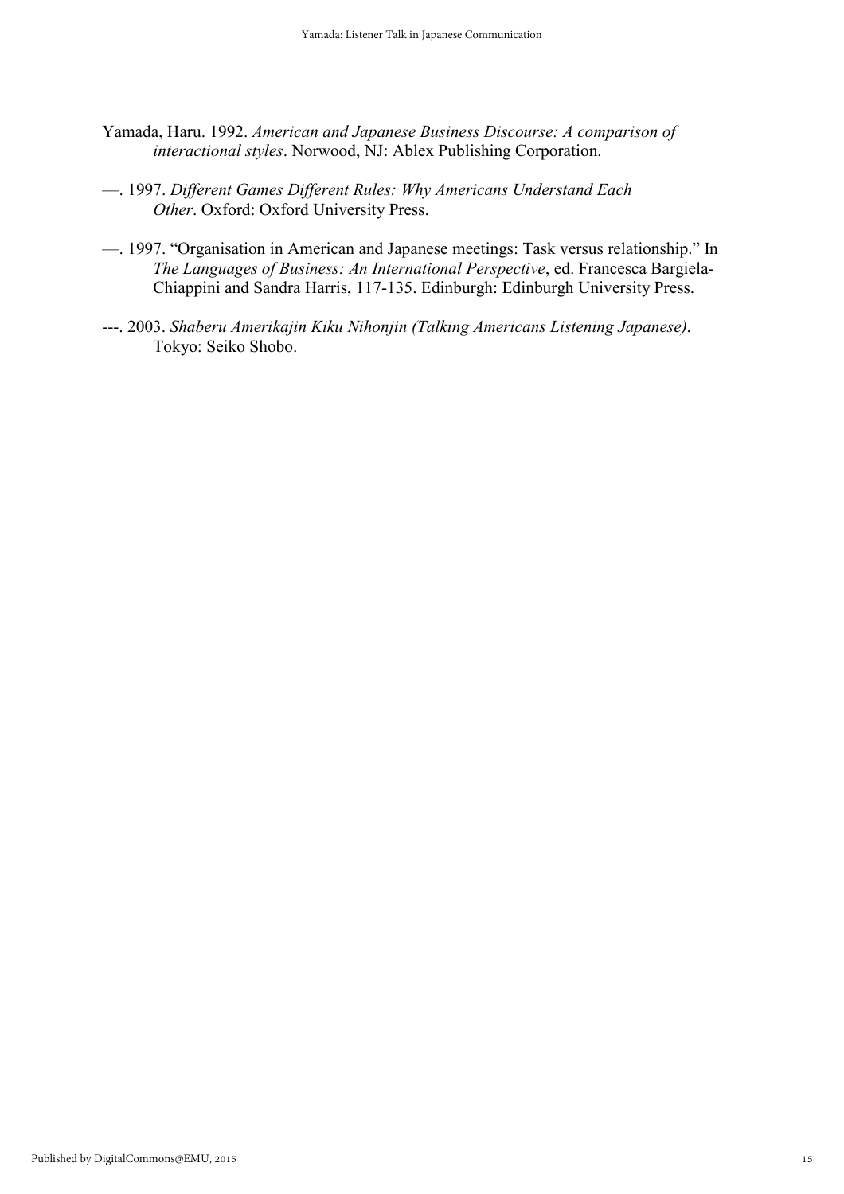Yamada, Haru. 1992. *American and Japanese Business Discourse: A comparison of interactional styles*. Norwood, NJ: Ablex Publishing Corporation.

—. 1997. *Different Games Different Rules: Why Americans Understand Each Other*. Oxford: Oxford University Press.

—. 1997. "Organisation in American and Japanese meetings: Task versus relationship." In *The Languages of Business: An International Perspective*, ed. Francesca Bargiela-Chiappini and Sandra Harris, 117-135. Edinburgh: Edinburgh University Press.

---. 2003. *Shaberu Amerikajin Kiku Nihonjin (Talking Americans Listening Japanese)*. Tokyo: Seiko Shobo.